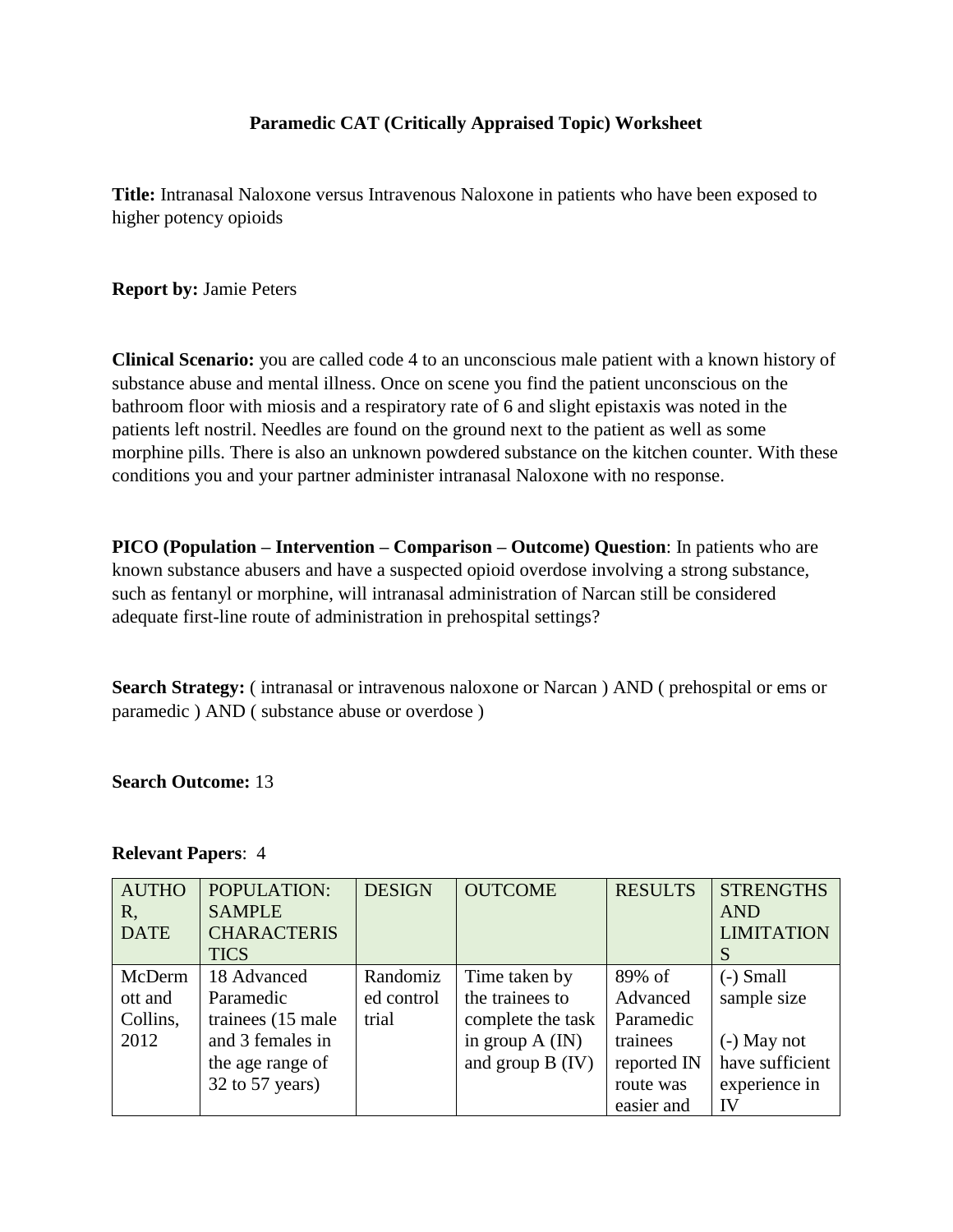# Paramedic CAT (Critically Appraised Topic) Worksheet

**Title:** Intranasal Naloxone versus Intravenous Naloxone in patients who have been exposed to higher potency opioids

**Report by:** Jamie Peters

**Clinical Scenario:** you are called code 4 to an unconscious male patient with a known history of substance abuse and mental illness. Once on scene you find the patient unconscious on the bathroom floor with miosis and a respiratory rate of 6 and slight epistaxis was noted in the patients left nostril. Needles are found on the ground next to the patient as well as some morphine pills. There is also an unknown powdered substance on the kitchen counter. With these conditions you and your partner administer intranasal Naloxone with no response.

**PICO (Population – Intervention – Comparison – Outcome) Question**: In patients who are known substance abusers and have a suspected opioid overdose involving a strong substance, such as fentanyl or morphine, will intranasal administration of Narcan still be considered adequate first-line route of administration in prehospital settings?

**Search Strategy:** ( intranasal or intravenous naloxone or Narcan ) AND ( prehospital or ems or paramedic ) AND ( substance abuse or overdose )

**Search Outcome:** 13

**Relevant Papers**: 4

| AUTHOR, DATE | POPULATION: SAMPLE CHARACTERISTICS | DESIGN | OUTCOME | RESULTS | STRENGTHS AND LIMITATIONS |
|---|---|---|---|---|---|
| McDermott and Collins, 2012 | 18 Advanced Paramedic trainees (15 male and 3 females in the age range of 32 to 57 years) | Randomized control trial | Time taken by the trainees to complete the task in group A (IN) and group B (IV) | 89% of Advanced Paramedic trainees reported IN route was easier and | (-) Small sample size<br><br>(-) May not have sufficient experience in IV |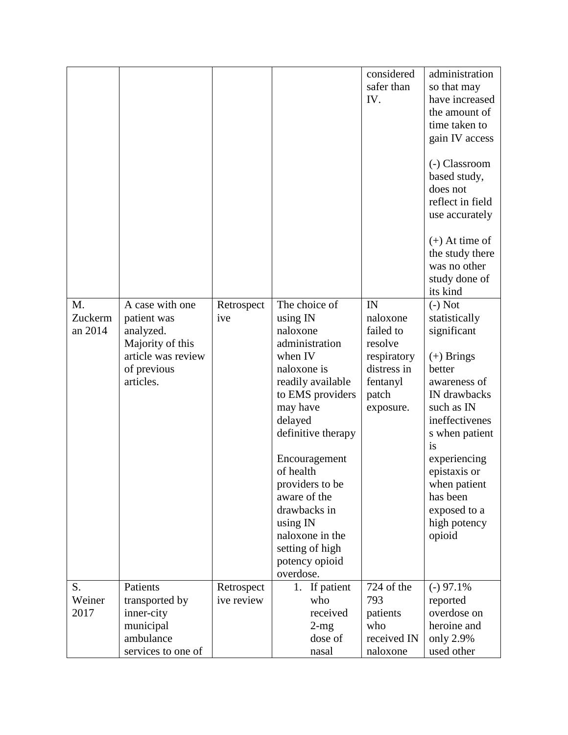| | | | | | |
|---|---|---|---|---|---|
| | | | | considered safer than IV. | administration so that may have increased the amount of time taken to gain IV access<br><br>(-) Classroom based study, does not reflect in field use accurately<br><br>(+) At time of the study there was no other study done of its kind |
| M. Zuckerman 2014 | A case with one patient was analyzed. Majority of this article was review of previous articles. | Retrospective | The choice of using IN naloxone administration when IV naloxone is readily available to EMS providers may have delayed definitive therapy<br><br>Encouragement of health providers to be aware of the drawbacks in using IN naloxone in the setting of high potency opioid overdose. | IN naloxone failed to resolve respiratory distress in fentanyl patch exposure. | (-) Not statistically significant<br><br>(+) Brings better awareness of IN drawbacks such as IN ineffectiveness when patient is experiencing epistaxis or when patient has been exposed to a high potency opioid |
| S. Weiner 2017 | Patients transported by inner-city municipal ambulance services to one of | Retrospective review | 1. If patient who received 2-mg dose of nasal | 724 of the 793 patients who received IN naloxone | (-) 97.1% reported overdose on heroine and only 2.9% used other |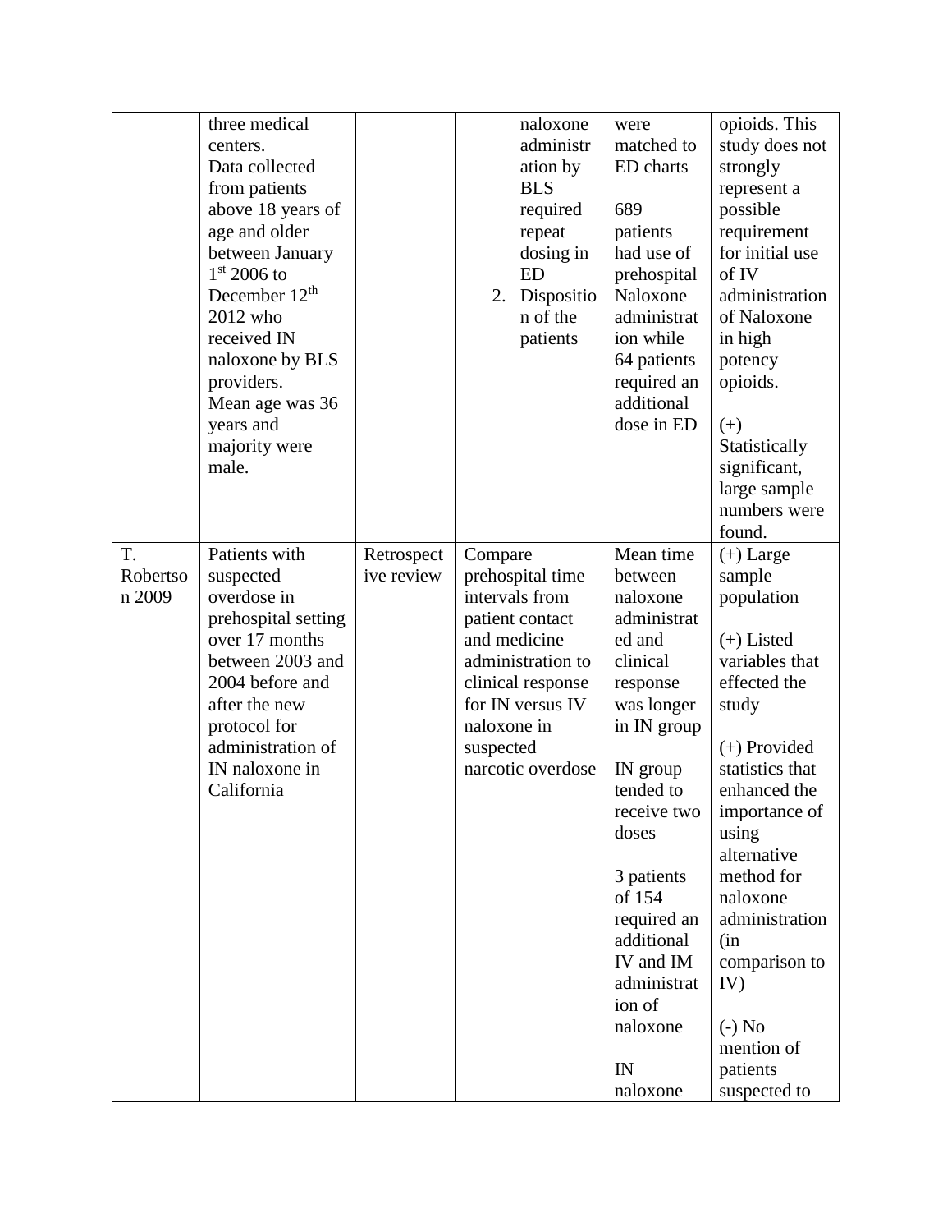| | | | | | |
|---|---|---|---|---|---|
| | three medical centers. Data collected from patients above 18 years of age and older between January 1st 2006 to December 12th 2012 who received IN naloxone by BLS providers. Mean age was 36 years and majority were male. | | naloxone administration by BLS required repeat dosing in ED<br>2. Disposition of the patients | were matched to ED charts<br><br>689 patients had use of prehospital Naloxone administration while 64 patients required an additional dose in ED | opioids. This study does not strongly represent a possible requirement for initial use of IV administration of Naloxone in high potency opioids.<br><br>(+) Statistically significant, large sample numbers were found. |
| T. Robertson 2009 | Patients with suspected overdose in prehospital setting over 17 months between 2003 and 2004 before and after the new protocol for administration of IN naloxone in California | Retrospective review | Compare prehospital time intervals from patient contact and medicine administration to clinical response for IN versus IV naloxone in suspected narcotic overdose | Mean time between naloxone administrated and clinical response was longer in IN group<br><br>IN group tended to receive two doses<br><br>3 patients of 154 required an additional IV and IM administration of naloxone<br><br>IN naloxone | (+) Large sample population<br><br>(+) Listed variables that effected the study<br><br>(+) Provided statistics that enhanced the importance of using alternative method for naloxone administration (in comparison to IV)<br><br>(-) No mention of patients suspected to |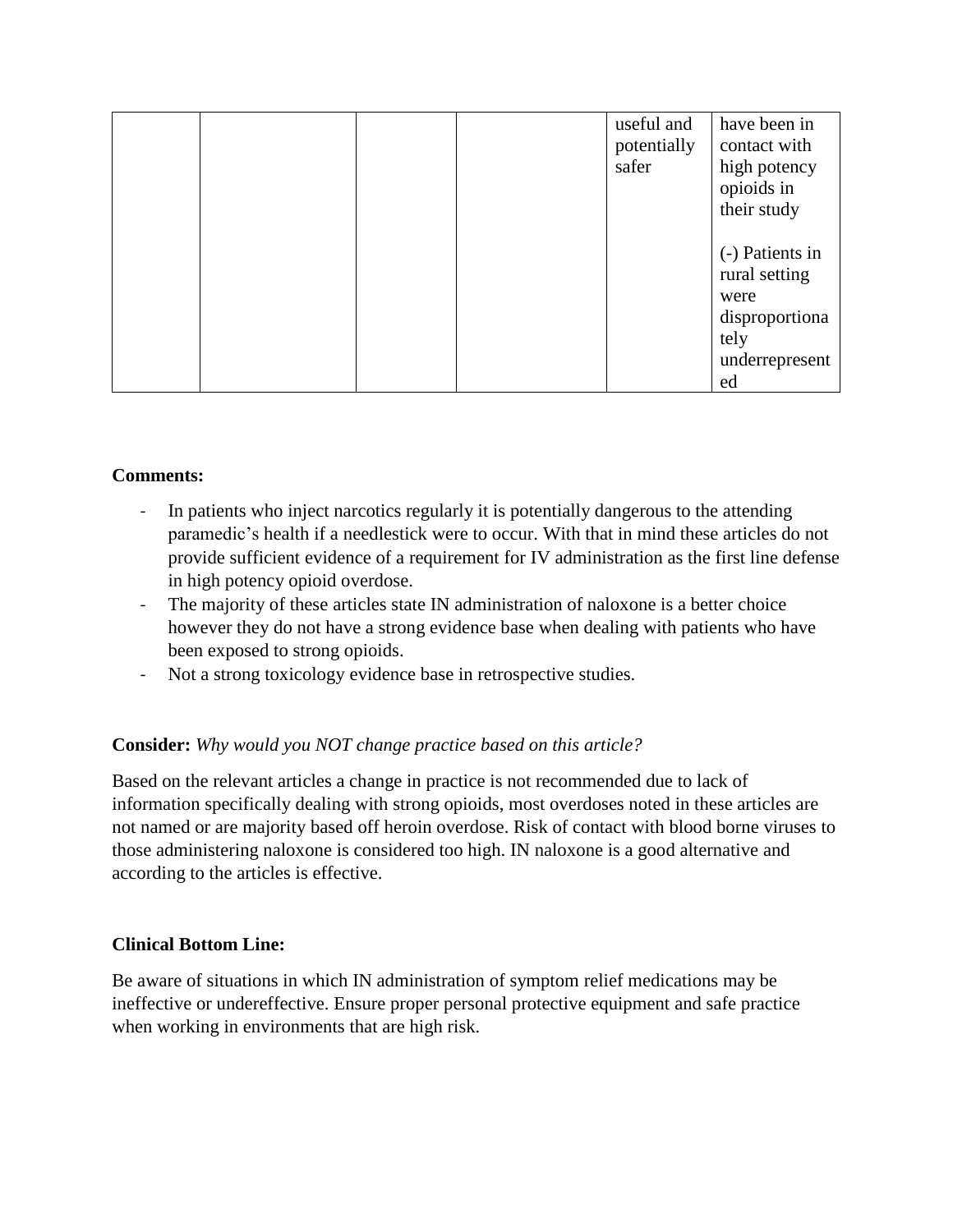| | | | | | |
|---|---|---|---|---|---|
| | | | | useful and potentially safer | have been in contact with high potency opioids in their study<br><br>(-) Patients in rural setting were disproportionately underrepresented |

**Comments:**

- In patients who inject narcotics regularly it is potentially dangerous to the attending paramedic's health if a needlestick were to occur. With that in mind these articles do not provide sufficient evidence of a requirement for IV administration as the first line defense in high potency opioid overdose.
- The majority of these articles state IN administration of naloxone is a better choice however they do not have a strong evidence base when dealing with patients who have been exposed to strong opioids.
- Not a strong toxicology evidence base in retrospective studies.

**Consider:** *Why would you NOT change practice based on this article?*

Based on the relevant articles a change in practice is not recommended due to lack of information specifically dealing with strong opioids, most overdoses noted in these articles are not named or are majority based off heroin overdose. Risk of contact with blood borne viruses to those administering naloxone is considered too high. IN naloxone is a good alternative and according to the articles is effective.

**Clinical Bottom Line:**

Be aware of situations in which IN administration of symptom relief medications may be ineffective or undereffective. Ensure proper personal protective equipment and safe practice when working in environments that are high risk.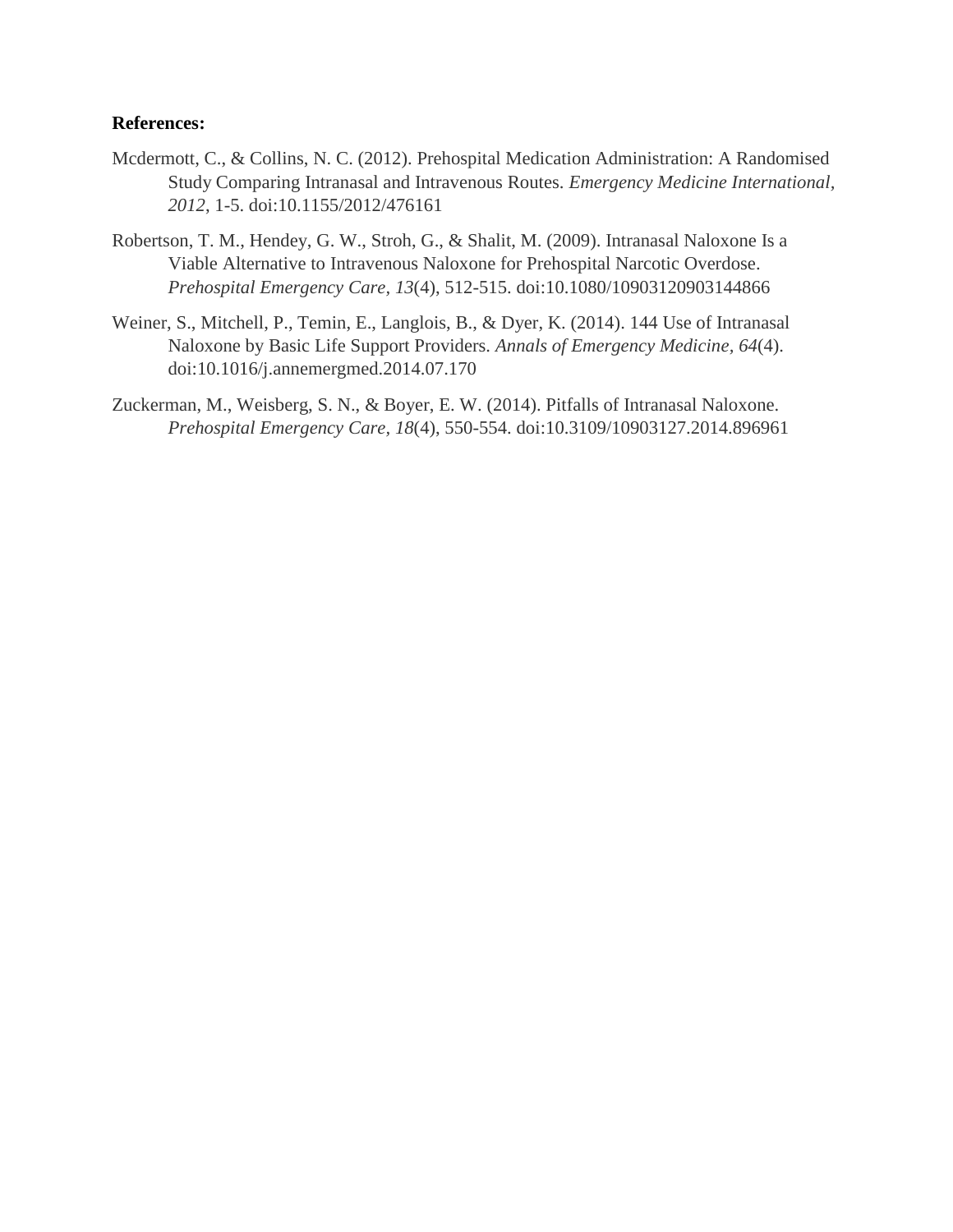**References:**

Mcdermott, C., & Collins, N. C. (2012). Prehospital Medication Administration: A Randomised Study Comparing Intranasal and Intravenous Routes. *Emergency Medicine International, 2012*, 1-5. doi:10.1155/2012/476161

Robertson, T. M., Hendey, G. W., Stroh, G., & Shalit, M. (2009). Intranasal Naloxone Is a Viable Alternative to Intravenous Naloxone for Prehospital Narcotic Overdose. *Prehospital Emergency Care*, *13*(4), 512-515. doi:10.1080/10903120903144866

Weiner, S., Mitchell, P., Temin, E., Langlois, B., & Dyer, K. (2014). 144 Use of Intranasal Naloxone by Basic Life Support Providers. *Annals of Emergency Medicine, 64*(4). doi:10.1016/j.annemergmed.2014.07.170

Zuckerman, M., Weisberg, S. N., & Boyer, E. W. (2014). Pitfalls of Intranasal Naloxone. *Prehospital Emergency Care, 18*(4), 550-554. doi:10.3109/10903127.2014.896961